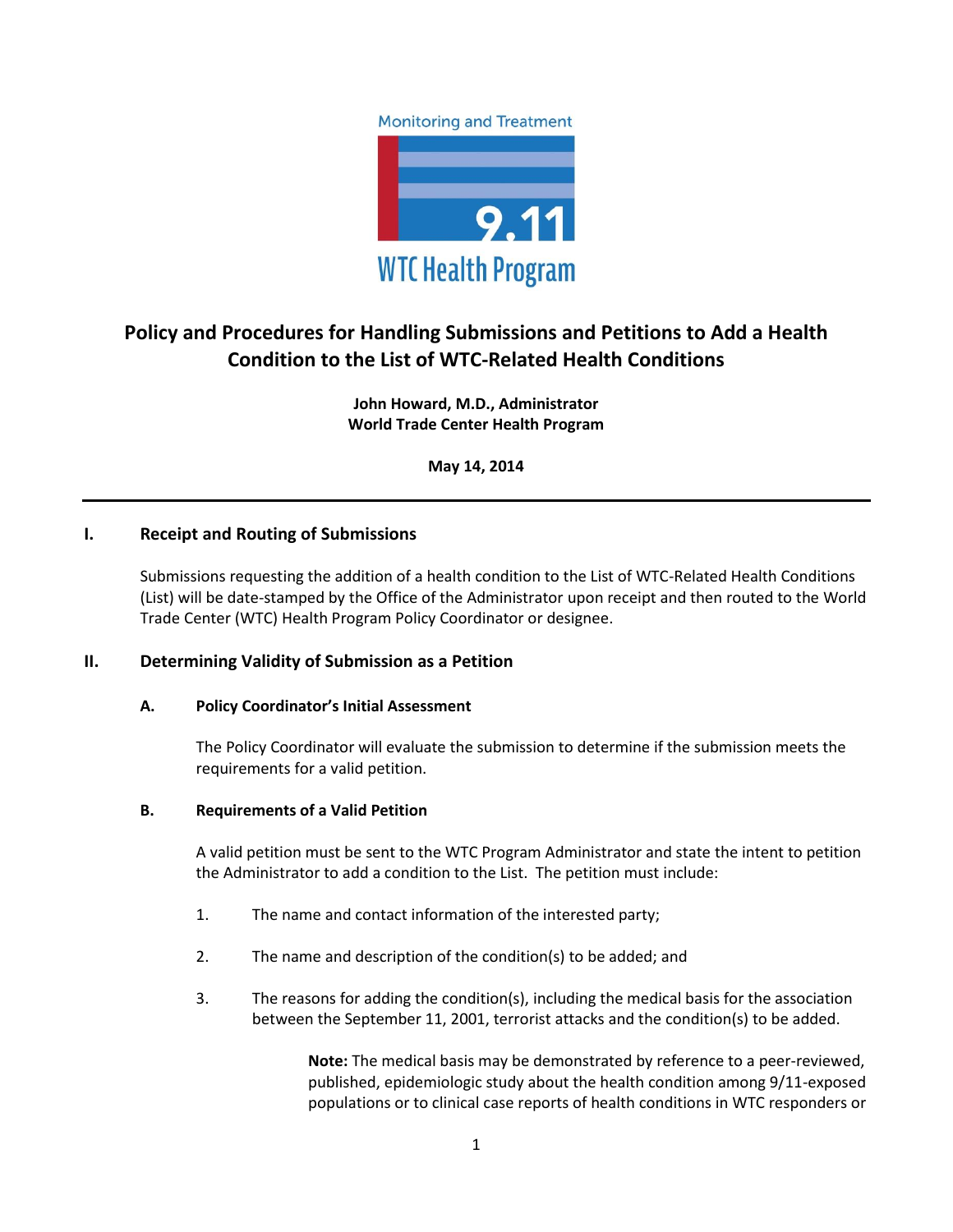Monitoring and Treatment

9.11

WTC Health Program

# Policy and Procedures for Handling Submissions and Petitions to Add a Health Condition to the List of WTC-Related Health Conditions

**John Howard, M.D., Administrator**
**World Trade Center Health Program**

**May 14, 2014**

---

## I. Receipt and Routing of Submissions

Submissions requesting the addition of a health condition to the List of WTC-Related Health Conditions (List) will be date-stamped by the Office of the Administrator upon receipt and then routed to the World Trade Center (WTC) Health Program Policy Coordinator or designee.

## II. Determining Validity of Submission as a Petition

### A. Policy Coordinator's Initial Assessment

The Policy Coordinator will evaluate the submission to determine if the submission meets the requirements for a valid petition.

### B. Requirements of a Valid Petition

A valid petition must be sent to the WTC Program Administrator and state the intent to petition the Administrator to add a condition to the List. The petition must include:

1. The name and contact information of the interested party;
2. The name and description of the condition(s) to be added; and
3. The reasons for adding the condition(s), including the medical basis for the association between the September 11, 2001, terrorist attacks and the condition(s) to be added.

> **Note:** The medical basis may be demonstrated by reference to a peer-reviewed, published, epidemiologic study about the health condition among 9/11-exposed populations or to clinical case reports of health conditions in WTC responders or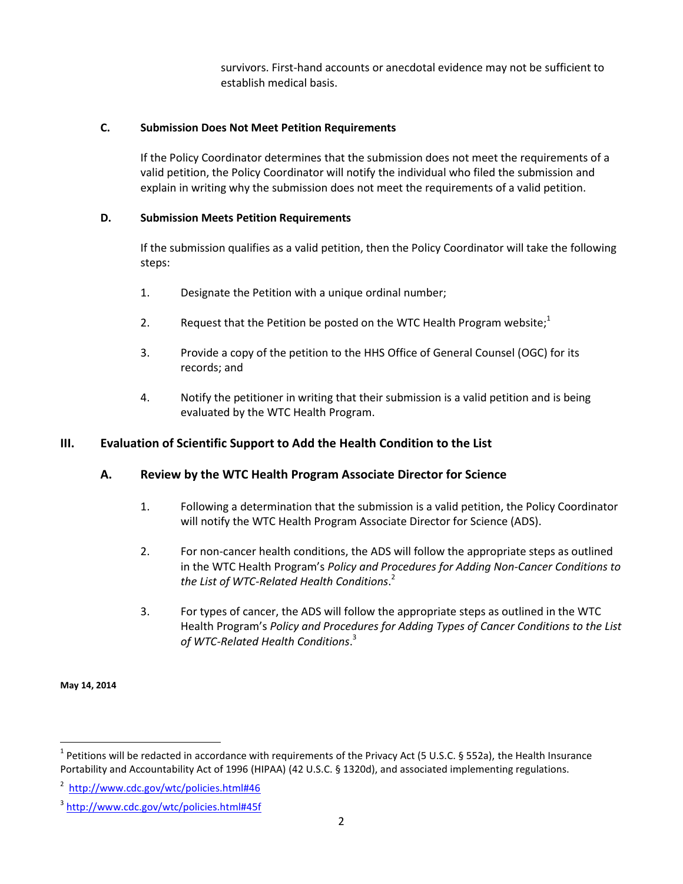survivors. First-hand accounts or anecdotal evidence may not be sufficient to establish medical basis.

### C. Submission Does Not Meet Petition Requirements

If the Policy Coordinator determines that the submission does not meet the requirements of a valid petition, the Policy Coordinator will notify the individual who filed the submission and explain in writing why the submission does not meet the requirements of a valid petition.

### D. Submission Meets Petition Requirements

If the submission qualifies as a valid petition, then the Policy Coordinator will take the following steps:

1. Designate the Petition with a unique ordinal number;
2. Request that the Petition be posted on the WTC Health Program website;[1]
3. Provide a copy of the petition to the HHS Office of General Counsel (OGC) for its records; and
4. Notify the petitioner in writing that their submission is a valid petition and is being evaluated by the WTC Health Program.

## III. Evaluation of Scientific Support to Add the Health Condition to the List

### A. Review by the WTC Health Program Associate Director for Science

1. Following a determination that the submission is a valid petition, the Policy Coordinator will notify the WTC Health Program Associate Director for Science (ADS).
2. For non-cancer health conditions, the ADS will follow the appropriate steps as outlined in the WTC Health Program's *Policy and Procedures for Adding Non-Cancer Conditions to the List of WTC-Related Health Conditions*.[2]
3. For types of cancer, the ADS will follow the appropriate steps as outlined in the WTC Health Program's *Policy and Procedures for Adding Types of Cancer Conditions to the List of WTC-Related Health Conditions*.[3]

**May 14, 2014**

---

[1] Petitions will be redacted in accordance with requirements of the Privacy Act (5 U.S.C. § 552a), the Health Insurance Portability and Accountability Act of 1996 (HIPAA) (42 U.S.C. § 1320d), and associated implementing regulations.

[2] http://www.cdc.gov/wtc/policies.html#46

[3] http://www.cdc.gov/wtc/policies.html#45f